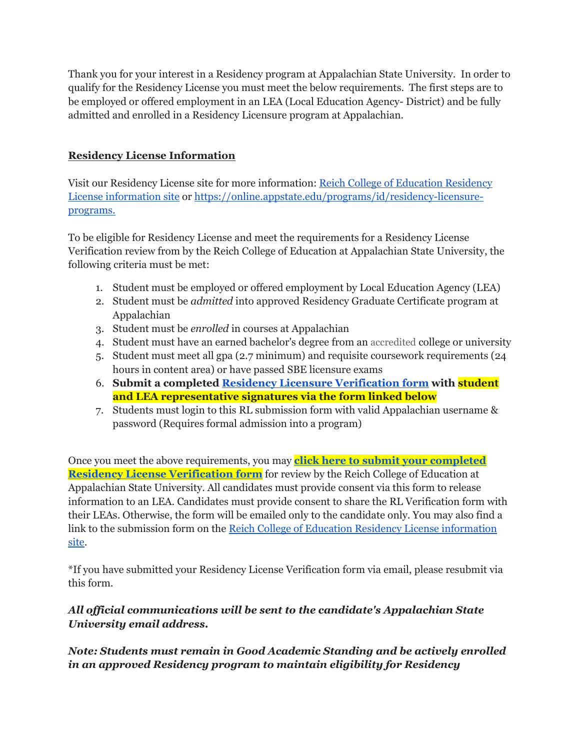Thank you for your interest in a Residency program at Appalachian State University. In order to qualify for the Residency License you must meet the below requirements. The first steps are to be employed or offered employment in an LEA (Local Education Agency- District) and be fully admitted and enrolled in a Residency Licensure program at Appalachian.

## Residency License Information

Visit our Residency License site for more information: Reich College of Education Residency License information site or https://online.appstate.edu/programs/id/residency-licensure-programs.

To be eligible for Residency License and meet the requirements for a Residency License Verification review from by the Reich College of Education at Appalachian State University, the following criteria must be met:

1. Student must be employed or offered employment by Local Education Agency (LEA)
2. Student must be *admitted* into approved Residency Graduate Certificate program at Appalachian
3. Student must be *enrolled* in courses at Appalachian
4. Student must have an earned bachelor's degree from an accredited college or university
5. Student must meet all gpa (2.7 minimum) and requisite coursework requirements (24 hours in content area) or have passed SBE licensure exams
6. **Submit a completed Residency Licensure Verification form with student and LEA representative signatures via the form linked below**
7. Students must login to this RL submission form with valid Appalachian username & password (Requires formal admission into a program)

Once you meet the above requirements, you may **click here to submit your completed Residency License Verification form** for review by the Reich College of Education at Appalachian State University. All candidates must provide consent via this form to release information to an LEA. Candidates must provide consent to share the RL Verification form with their LEAs. Otherwise, the form will be emailed only to the candidate only. You may also find a link to the submission form on the Reich College of Education Residency License information site.

*If you have submitted your Residency License Verification form via email, please resubmit via this form.

***All official communications will be sent to the candidate's Appalachian State University email address.***

***Note: Students must remain in Good Academic Standing and be actively enrolled in an approved Residency program to maintain eligibility for Residency***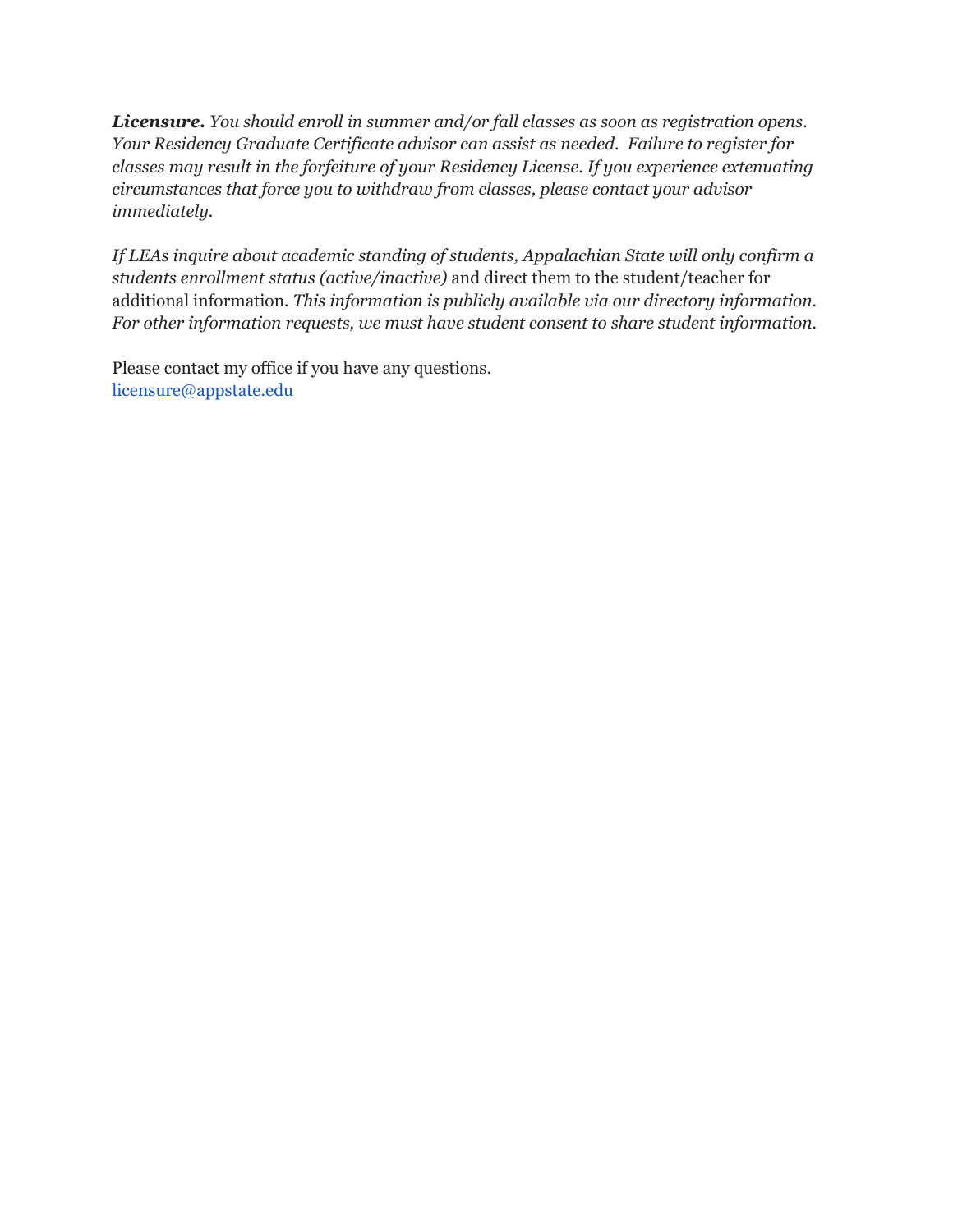***Licensure.*** *You should enroll in summer and/or fall classes as soon as registration opens. Your Residency Graduate Certificate advisor can assist as needed. Failure to register for classes may result in the forfeiture of your Residency License. If you experience extenuating circumstances that force you to withdraw from classes, please contact your advisor immediately.*

*If LEAs inquire about academic standing of students, Appalachian State will only confirm a students enrollment status (active/inactive)* and direct them to the student/teacher for additional information. *This information is publicly available via our directory information. For other information requests, we must have student consent to share student information.*

Please contact my office if you have any questions.
licensure@appstate.edu